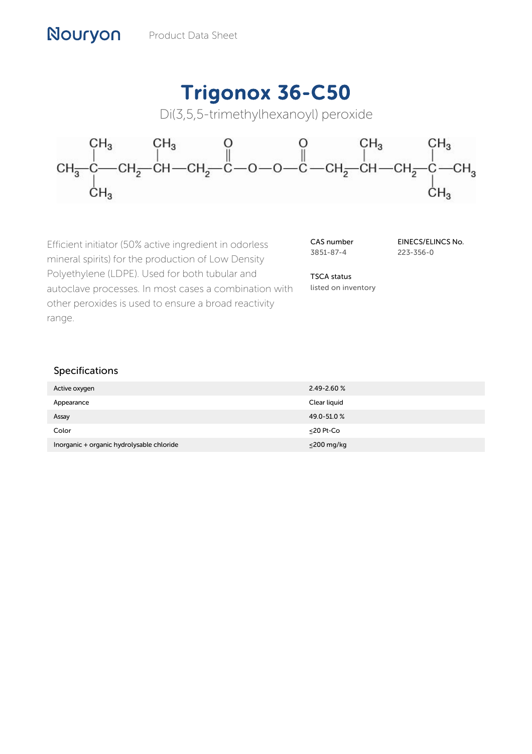Nouryon Product Data Sheet

# Trigonox 36-C50

Di(3,5,5-trimethylhexanoyl) peroxide

Efficient initiator (50% active ingredient in odorless mineral spirits) for the production of Low Density Polyethylene (LDPE). Used for both tubular and autoclave processes. In most cases a combination with other peroxides is used to ensure a broad reactivity range.

**CAS number**
3851-87-4

**EINECS/ELINCS No.**
223-356-0

**TSCA status**
listed on inventory

## Specifications

| | |
|---|---|
| Active oxygen | 2.49-2.60 % |
| Appearance | Clear liquid |
| Assay | 49.0-51.0 % |
| Color | ≤20 Pt-Co |
| Inorganic + organic hydrolysable chloride | ≤200 mg/kg |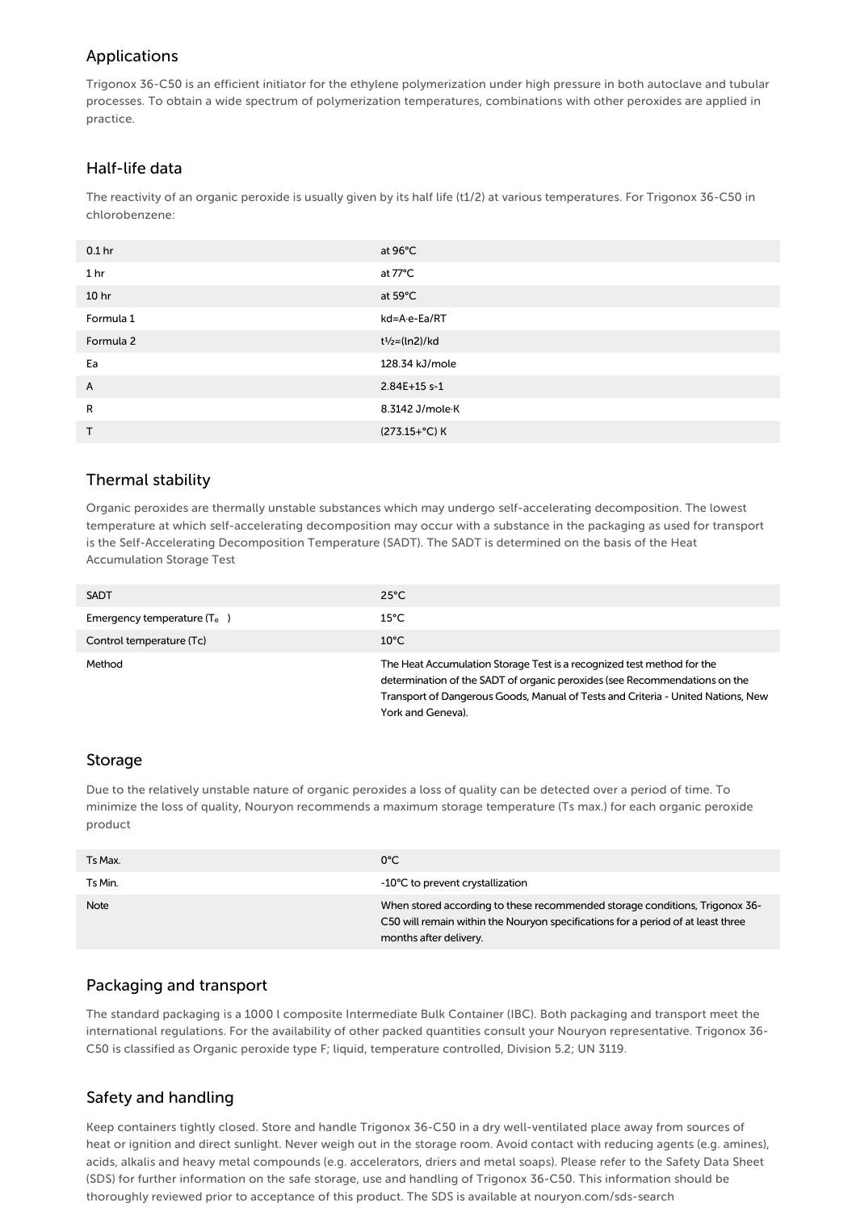## Applications

Trigonox 36-C50 is an efficient initiator for the ethylene polymerization under high pressure in both autoclave and tubular processes. To obtain a wide spectrum of polymerization temperatures, combinations with other peroxides are applied in practice.

## Half-life data

The reactivity of an organic peroxide is usually given by its half life (t1/2) at various temperatures. For Trigonox 36-C50 in chlorobenzene:

| | |
|---|---|
| 0.1 hr | at 96°C |
| 1 hr | at 77°C |
| 10 hr | at 59°C |
| Formula 1 | $kd=A \cdot e^{-Ea/RT}$ |
| Formula 2 | $t_{1/2}=(\ln 2)/kd$ |
| Ea | 128.34 kJ/mole |
| A | 2.84E+15 s-1 |
| R | 8.3142 J/mole·K |
| T | (273.15+°C) K |

## Thermal stability

Organic peroxides are thermally unstable substances which may undergo self-accelerating decomposition. The lowest temperature at which self-accelerating decomposition may occur with a substance in the packaging as used for transport is the Self-Accelerating Decomposition Temperature (SADT). The SADT is determined on the basis of the Heat Accumulation Storage Test

| | |
|---|---|
| SADT | 25°C |
| Emergency temperature ($T_e$) | 15°C |
| Control temperature (Tc) | 10°C |
| Method | The Heat Accumulation Storage Test is a recognized test method for the determination of the SADT of organic peroxides (see Recommendations on the Transport of Dangerous Goods, Manual of Tests and Criteria - United Nations, New York and Geneva). |

## Storage

Due to the relatively unstable nature of organic peroxides a loss of quality can be detected over a period of time. To minimize the loss of quality, Nouryon recommends a maximum storage temperature (Ts max.) for each organic peroxide product

| | |
|---|---|
| Ts Max. | 0°C |
| Ts Min. | -10°C to prevent crystallization |
| Note | When stored according to these recommended storage conditions, Trigonox 36-C50 will remain within the Nouryon specifications for a period of at least three months after delivery. |

## Packaging and transport

The standard packaging is a 1000 l composite Intermediate Bulk Container (IBC). Both packaging and transport meet the international regulations. For the availability of other packed quantities consult your Nouryon representative. Trigonox 36-C50 is classified as Organic peroxide type F; liquid, temperature controlled, Division 5.2; UN 3119.

## Safety and handling

Keep containers tightly closed. Store and handle Trigonox 36-C50 in a dry well-ventilated place away from sources of heat or ignition and direct sunlight. Never weigh out in the storage room. Avoid contact with reducing agents (e.g. amines), acids, alkalis and heavy metal compounds (e.g. accelerators, driers and metal soaps). Please refer to the Safety Data Sheet (SDS) for further information on the safe storage, use and handling of Trigonox 36-C50. This information should be thoroughly reviewed prior to acceptance of this product. The SDS is available at nouryon.com/sds-search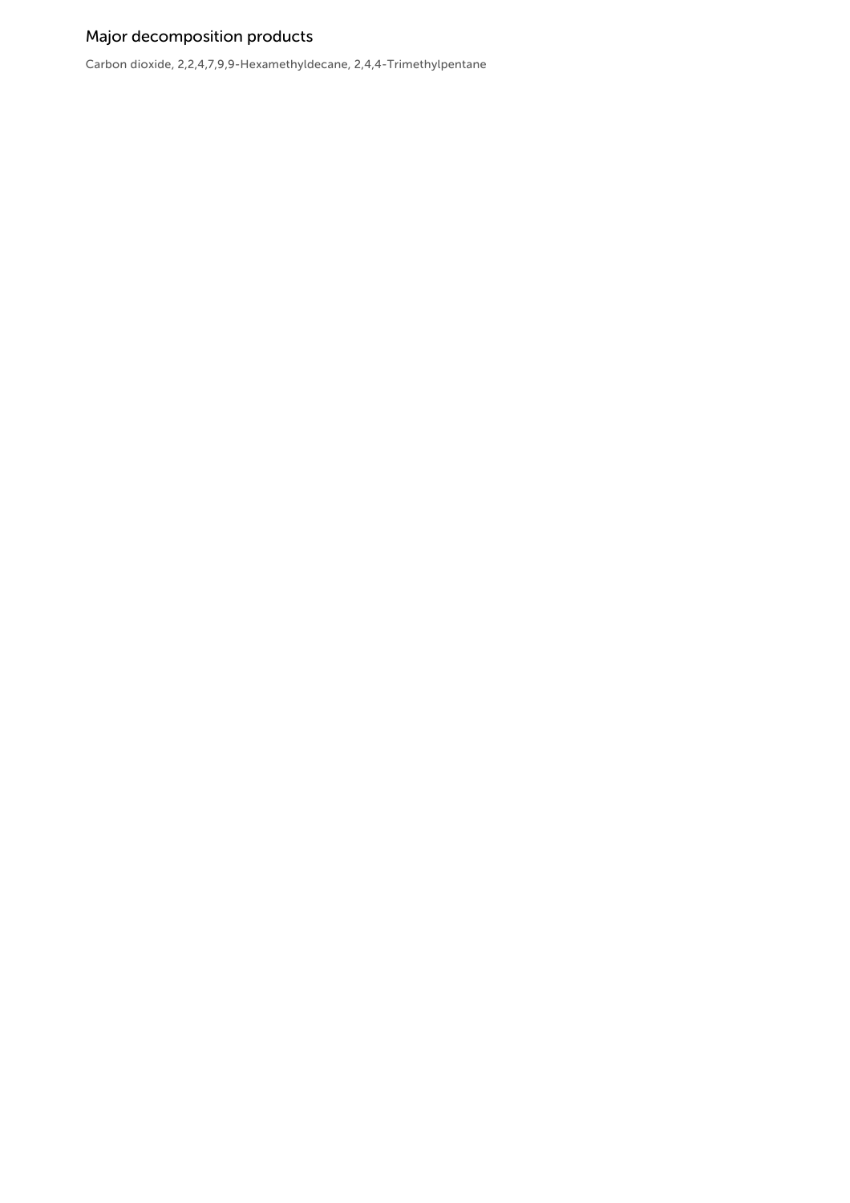## Major decomposition products

Carbon dioxide, 2,2,4,7,9,9-Hexamethyldecane, 2,4,4-Trimethylpentane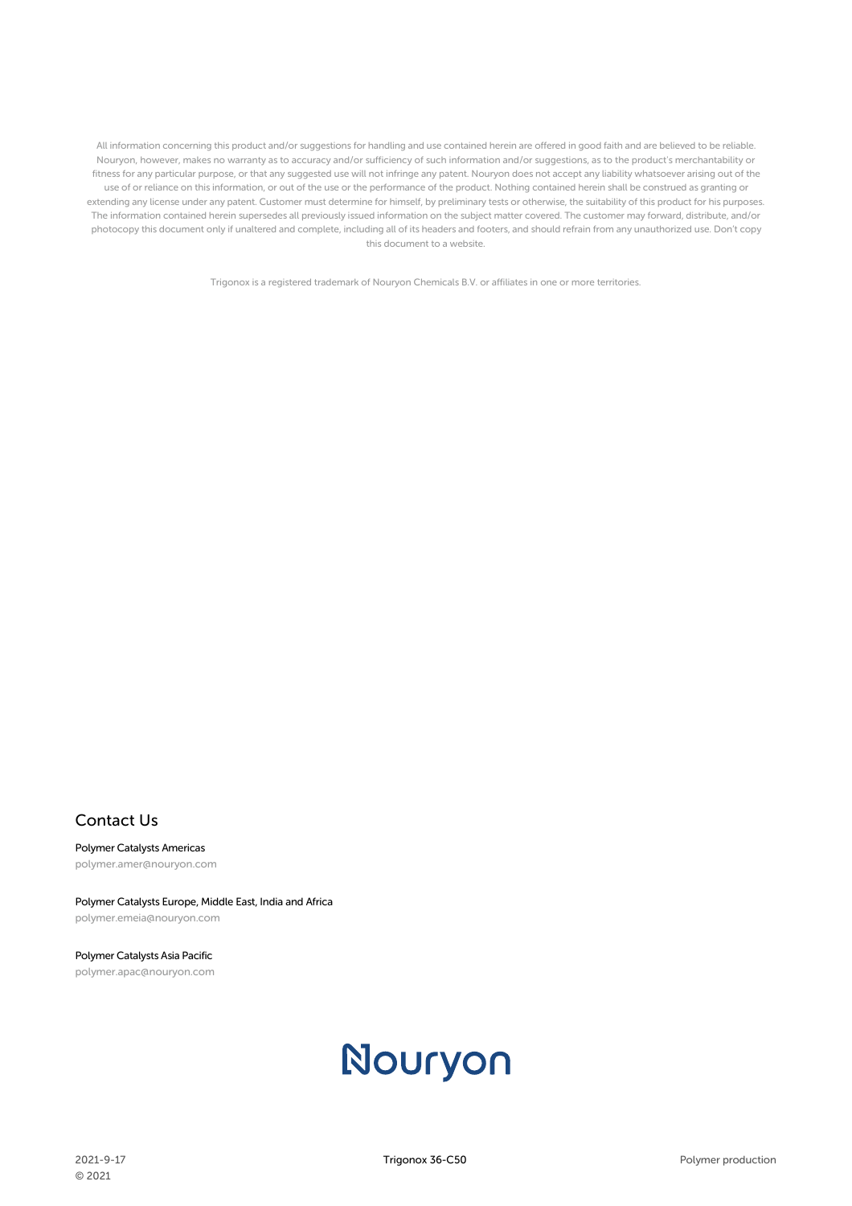All information concerning this product and/or suggestions for handling and use contained herein are offered in good faith and are believed to be reliable. Nouryon, however, makes no warranty as to accuracy and/or sufficiency of such information and/or suggestions, as to the product's merchantability or fitness for any particular purpose, or that any suggested use will not infringe any patent. Nouryon does not accept any liability whatsoever arising out of the use of or reliance on this information, or out of the use or the performance of the product. Nothing contained herein shall be construed as granting or extending any license under any patent. Customer must determine for himself, by preliminary tests or otherwise, the suitability of this product for his purposes. The information contained herein supersedes all previously issued information on the subject matter covered. The customer may forward, distribute, and/or photocopy this document only if unaltered and complete, including all of its headers and footers, and should refrain from any unauthorized use. Don't copy this document to a website.

Trigonox is a registered trademark of Nouryon Chemicals B.V. or affiliates in one or more territories.

## Contact Us

Polymer Catalysts Americas
polymer.amer@nouryon.com

Polymer Catalysts Europe, Middle East, India and Africa
polymer.emeia@nouryon.com

Polymer Catalysts Asia Pacific
polymer.apac@nouryon.com

Nouryon

2021-9-17
© 2021